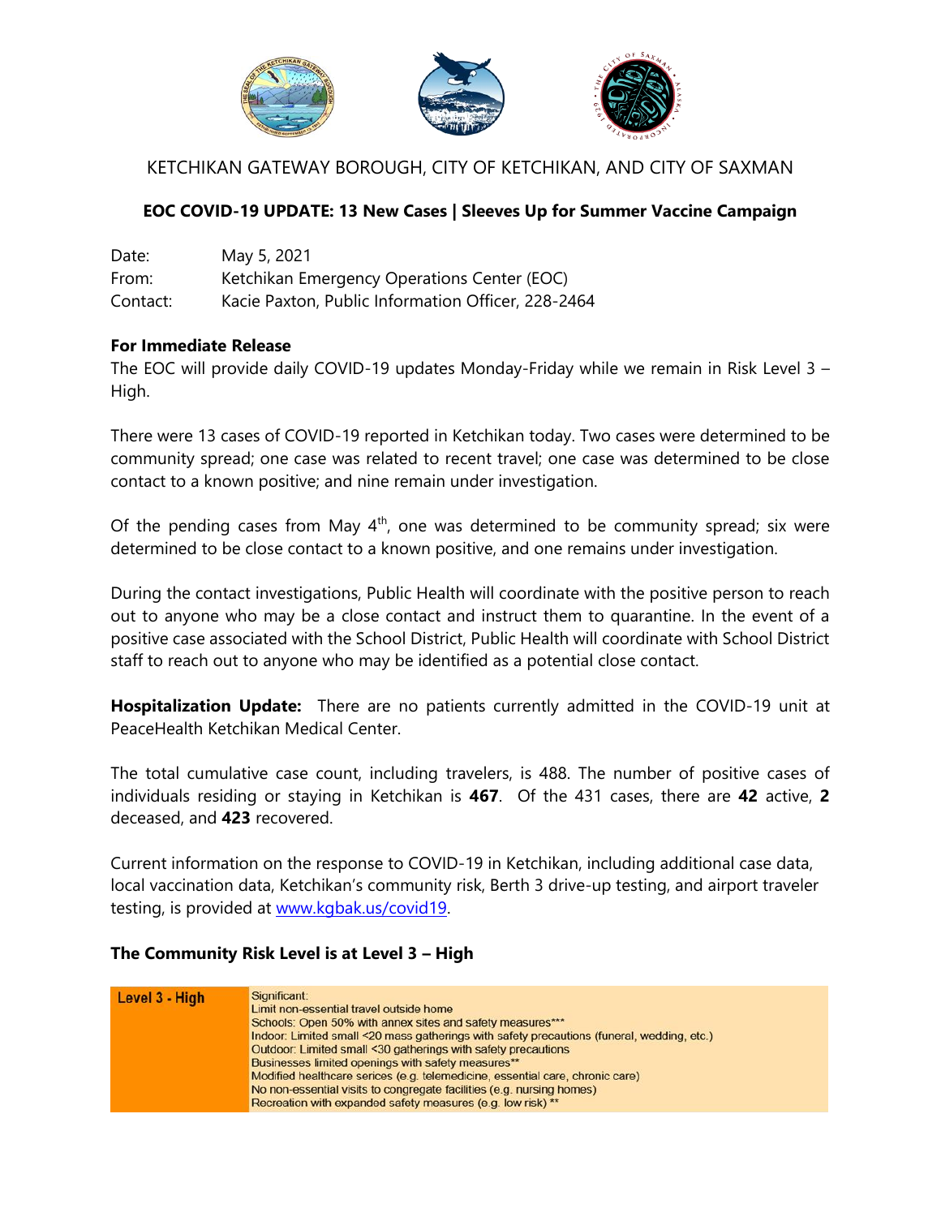KETCHIKAN GATEWAY BOROUGH, CITY OF KETCHIKAN, AND CITY OF SAXMAN

# EOC COVID-19 UPDATE: 13 New Cases | Sleeves Up for Summer Vaccine Campaign

Date: May 5, 2021
From: Ketchikan Emergency Operations Center (EOC)
Contact: Kacie Paxton, Public Information Officer, 228-2464

**For Immediate Release**
The EOC will provide daily COVID-19 updates Monday-Friday while we remain in Risk Level 3 – High.

There were 13 cases of COVID-19 reported in Ketchikan today. Two cases were determined to be community spread; one case was related to recent travel; one case was determined to be close contact to a known positive; and nine remain under investigation.

Of the pending cases from May 4th, one was determined to be community spread; six were determined to be close contact to a known positive, and one remains under investigation.

During the contact investigations, Public Health will coordinate with the positive person to reach out to anyone who may be a close contact and instruct them to quarantine. In the event of a positive case associated with the School District, Public Health will coordinate with School District staff to reach out to anyone who may be identified as a potential close contact.

**Hospitalization Update:** There are no patients currently admitted in the COVID-19 unit at PeaceHealth Ketchikan Medical Center.

The total cumulative case count, including travelers, is 488. The number of positive cases of individuals residing or staying in Ketchikan is **467**. Of the 431 cases, there are **42** active, **2** deceased, and **423** recovered.

Current information on the response to COVID-19 in Ketchikan, including additional case data, local vaccination data, Ketchikan's community risk, Berth 3 drive-up testing, and airport traveler testing, is provided at [www.kgbak.us/covid19](www.kgbak.us/covid19).

**The Community Risk Level is at Level 3 – High**

| Level 3 - High | Significant:<br>Limit non-essential travel outside home<br>Schools: Open 50% with annex sites and safety measures***<br>Indoor: Limited small <20 mass gatherings with safety precautions (funeral, wedding, etc.)<br>Outdoor: Limited small <30 gatherings with safety precautions<br>Businesses limited openings with safety measures**<br>Modified healthcare serices (e.g. telemedicine, essential care, chronic care)<br>No non-essential visits to congregate facilities (e.g. nursing homes)<br>Recreation with expanded safety measures (e.g. low risk) ** |
|---|---|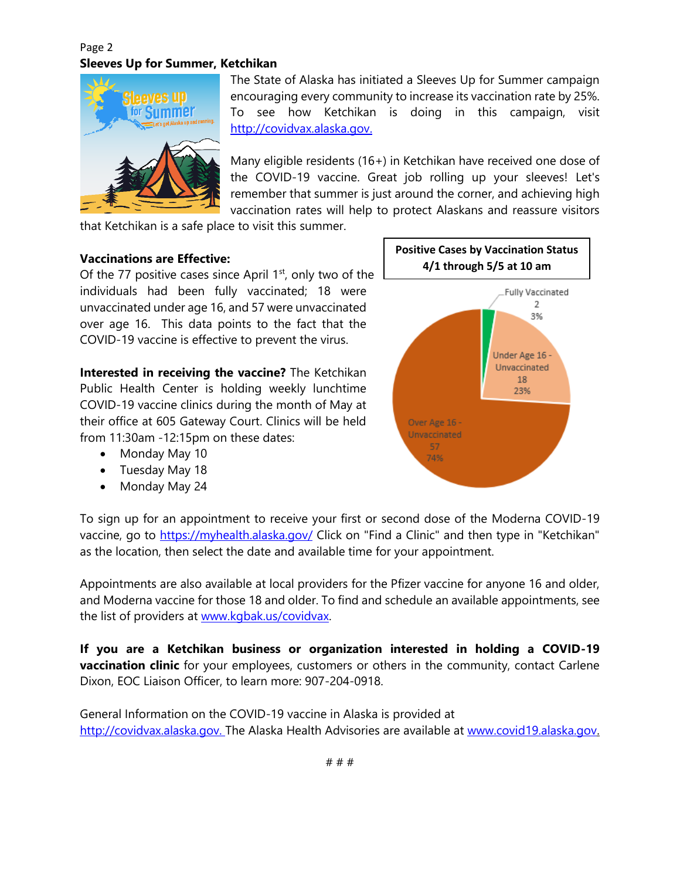## Sleeves Up for Summer, Ketchikan

The State of Alaska has initiated a Sleeves Up for Summer campaign encouraging every community to increase its vaccination rate by 25%. To see how Ketchikan is doing in this campaign, visit http://covidvax.alaska.gov.

Many eligible residents (16+) in Ketchikan have received one dose of the COVID-19 vaccine. Great job rolling up your sleeves! Let's remember that summer is just around the corner, and achieving high vaccination rates will help to protect Alaskans and reassure visitors that Ketchikan is a safe place to visit this summer.

**Vaccinations are Effective:**
Of the 77 positive cases since April 1st, only two of the individuals had been fully vaccinated; 18 were unvaccinated under age 16, and 57 were unvaccinated over age 16. This data points to the fact that the COVID-19 vaccine is effective to prevent the virus.

**Positive Cases by Vaccination Status 4/1 through 5/5 at 10 am**

Fully Vaccinated
2
3%

Under Age 16 - Unvaccinated
18
23%

Over Age 16 - Unvaccinated
57
74%

**Interested in receiving the vaccine?** The Ketchikan Public Health Center is holding weekly lunchtime COVID-19 vaccine clinics during the month of May at their office at 605 Gateway Court. Clinics will be held from 11:30am -12:15pm on these dates:

- Monday May 10
- Tuesday May 18
- Monday May 24

To sign up for an appointment to receive your first or second dose of the Moderna COVID-19 vaccine, go to https://myhealth.alaska.gov/ Click on "Find a Clinic" and then type in "Ketchikan" as the location, then select the date and available time for your appointment.

Appointments are also available at local providers for the Pfizer vaccine for anyone 16 and older, and Moderna vaccine for those 18 and older. To find and schedule an available appointments, see the list of providers at www.kgbak.us/covidvax.

**If you are a Ketchikan business or organization interested in holding a COVID-19 vaccination clinic** for your employees, customers or others in the community, contact Carlene Dixon, EOC Liaison Officer, to learn more: 907-204-0918.

General Information on the COVID-19 vaccine in Alaska is provided at http://covidvax.alaska.gov. The Alaska Health Advisories are available at www.covid19.alaska.gov.

# # #